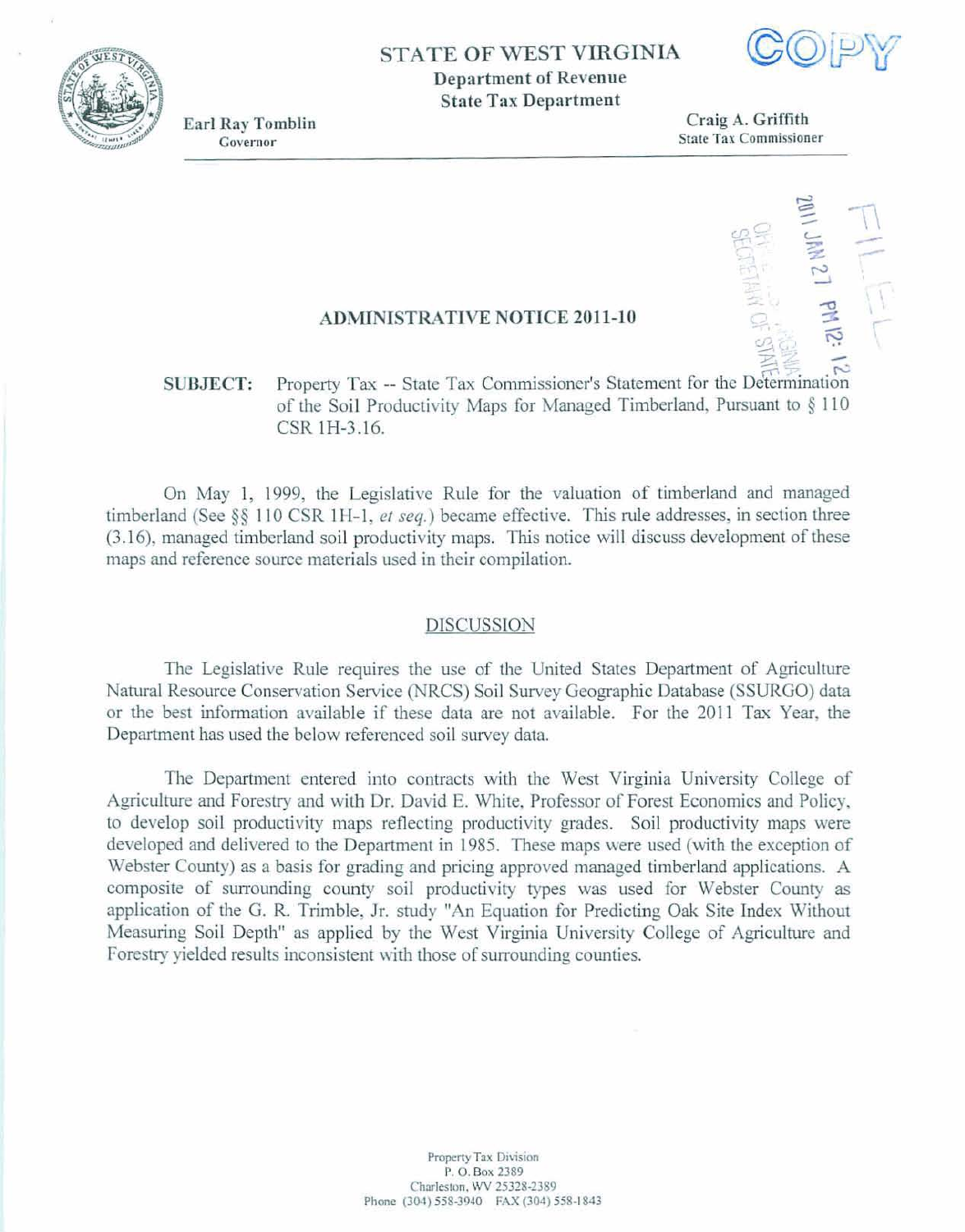STATE OF WEST VIRGINIA
**Department of Revenue**
**State Tax Department**

COPY

**Earl Ray Tomblin**
Governor

**Craig A. Griffith**
State Tax Commissioner

FILED
2011 JAN 27 PM 12: 12
OFFICE OF WEST VIRGINIA SECRETARY OF STATE

## ADMINISTRATIVE NOTICE 2011-10

**SUBJECT:** Property Tax -- State Tax Commissioner's Statement for the Determination of the Soil Productivity Maps for Managed Timberland, Pursuant to § 110 CSR 1H-3.16.

On May 1, 1999, the Legislative Rule for the valuation of timberland and managed timberland (See §§ 110 CSR 1H-1, *et seq.*) became effective. This rule addresses, in section three (3.16), managed timberland soil productivity maps. This notice will discuss development of these maps and reference source materials used in their compilation.

### DISCUSSION

The Legislative Rule requires the use of the United States Department of Agriculture Natural Resource Conservation Service (NRCS) Soil Survey Geographic Database (SSURGO) data or the best information available if these data are not available. For the 2011 Tax Year, the Department has used the below referenced soil survey data.

The Department entered into contracts with the West Virginia University College of Agriculture and Forestry and with Dr. David E. White, Professor of Forest Economics and Policy, to develop soil productivity maps reflecting productivity grades. Soil productivity maps were developed and delivered to the Department in 1985. These maps were used (with the exception of Webster County) as a basis for grading and pricing approved managed timberland applications. A composite of surrounding county soil productivity types was used for Webster County as application of the G. R. Trimble, Jr. study "An Equation for Predicting Oak Site Index Without Measuring Soil Depth" as applied by the West Virginia University College of Agriculture and Forestry yielded results inconsistent with those of surrounding counties.

Property Tax Division
P. O. Box 2389
Charleston, WV 25328-2389
Phone (304) 558-3940 FAX (304) 558-1843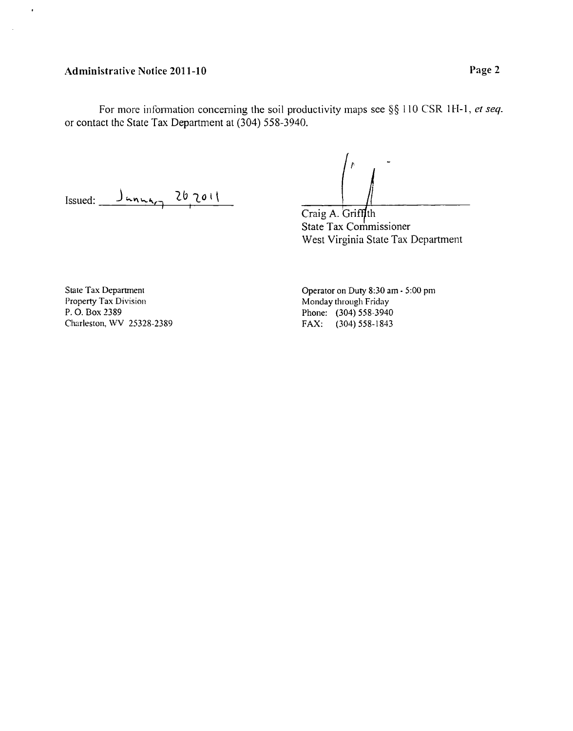For more information concerning the soil productivity maps see §§ 110 CSR 1H-1, *et seq.* or contact the State Tax Department at (304) 558-3940.

Issued: January 26 2011

Craig A. Griffith
State Tax Commissioner
West Virginia State Tax Department

State Tax Department
Property Tax Division
P. O. Box 2389
Charleston, WV 25328-2389

Operator on Duty 8:30 am - 5:00 pm
Monday through Friday
Phone: (304) 558-3940
FAX: (304) 558-1843